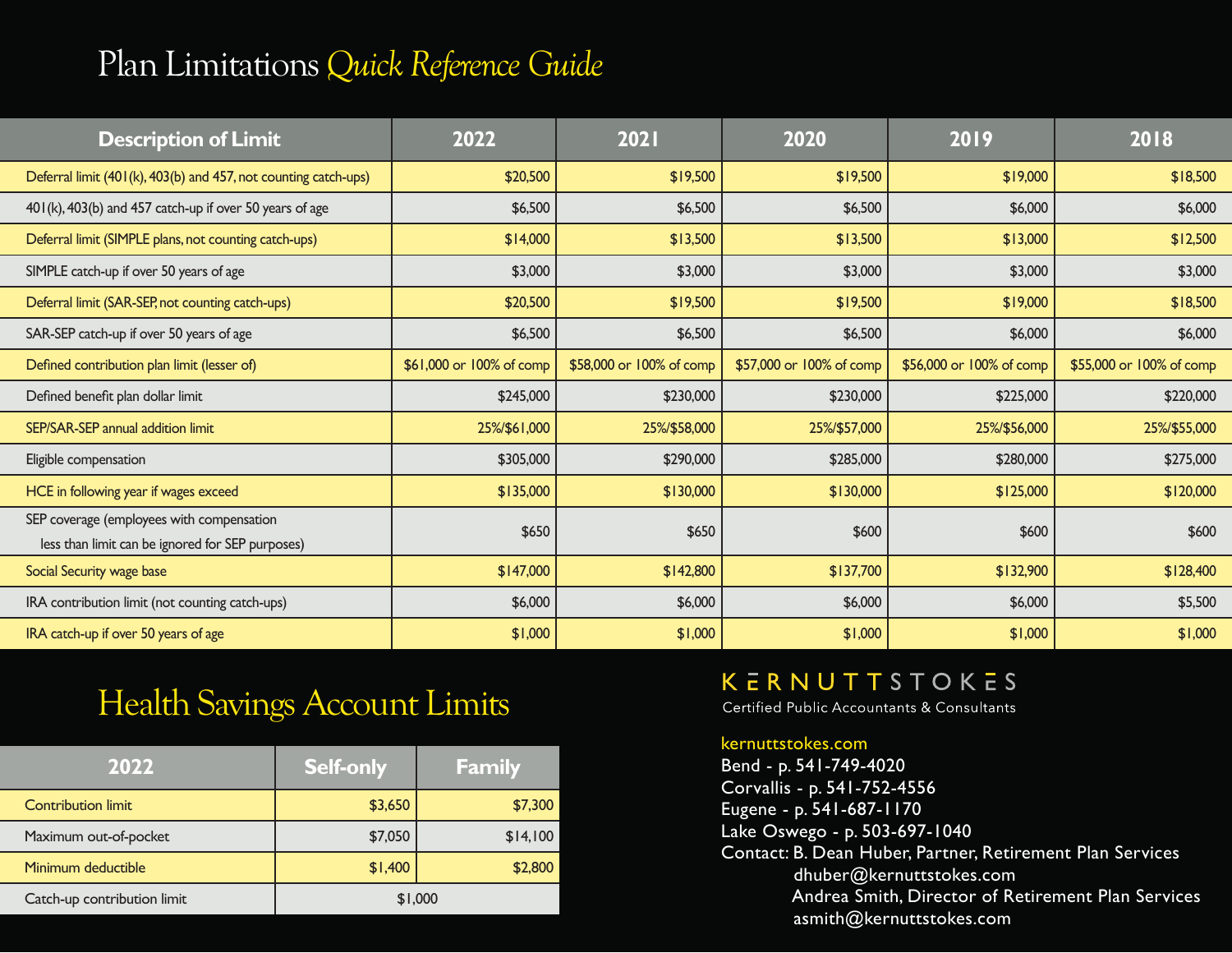# Plan Limitations *Quick Reference Guide*

| Description of Limit | 2022 | 2021 | 2020 | 2019 | 2018 |
|---|---|---|---|---|---|
| Deferral limit (401(k), 403(b) and 457, not counting catch-ups) | $20,500 | $19,500 | $19,500 | $19,000 | $18,500 |
| 401(k), 403(b) and 457 catch-up if over 50 years of age | $6,500 | $6,500 | $6,500 | $6,000 | $6,000 |
| Deferral limit (SIMPLE plans, not counting catch-ups) | $14,000 | $13,500 | $13,500 | $13,000 | $12,500 |
| SIMPLE catch-up if over 50 years of age | $3,000 | $3,000 | $3,000 | $3,000 | $3,000 |
| Deferral limit (SAR-SEP, not counting catch-ups) | $20,500 | $19,500 | $19,500 | $19,000 | $18,500 |
| SAR-SEP catch-up if over 50 years of age | $6,500 | $6,500 | $6,500 | $6,000 | $6,000 |
| Defined contribution plan limit (lesser of) | $61,000 or 100% of comp | $58,000 or 100% of comp | $57,000 or 100% of comp | $56,000 or 100% of comp | $55,000 or 100% of comp |
| Defined benefit plan dollar limit | $245,000 | $230,000 | $230,000 | $225,000 | $220,000 |
| SEP/SAR-SEP annual addition limit | 25%/$61,000 | 25%/$58,000 | 25%/$57,000 | 25%/$56,000 | 25%/$55,000 |
| Eligible compensation | $305,000 | $290,000 | $285,000 | $280,000 | $275,000 |
| HCE in following year if wages exceed | $135,000 | $130,000 | $130,000 | $125,000 | $120,000 |
| SEP coverage (employees with compensation less than limit can be ignored for SEP purposes) | $650 | $650 | $600 | $600 | $600 |
| Social Security wage base | $147,000 | $142,800 | $137,700 | $132,900 | $128,400 |
| IRA contribution limit (not counting catch-ups) | $6,000 | $6,000 | $6,000 | $6,000 | $5,500 |
| IRA catch-up if over 50 years of age | $1,000 | $1,000 | $1,000 | $1,000 | $1,000 |

## Health Savings Account Limits

| 2022 | Self-only | Family |
|---|---|---|
| Contribution limit | $3,650 | $7,300 |
| Maximum out-of-pocket | $7,050 | $14,100 |
| Minimum deductible | $1,400 | $2,800 |
| Catch-up contribution limit | $1,000 | |

**KERNUTTSTOKES**
Certified Public Accountants & Consultants

kernuttstokes.com
Bend - p. 541-749-4020
Corvallis - p. 541-752-4556
Eugene - p. 541-687-1170
Lake Oswego - p. 503-697-1040
Contact: B. Dean Huber, Partner, Retirement Plan Services
dhuber@kernuttstokes.com
Andrea Smith, Director of Retirement Plan Services
asmith@kernuttstokes.com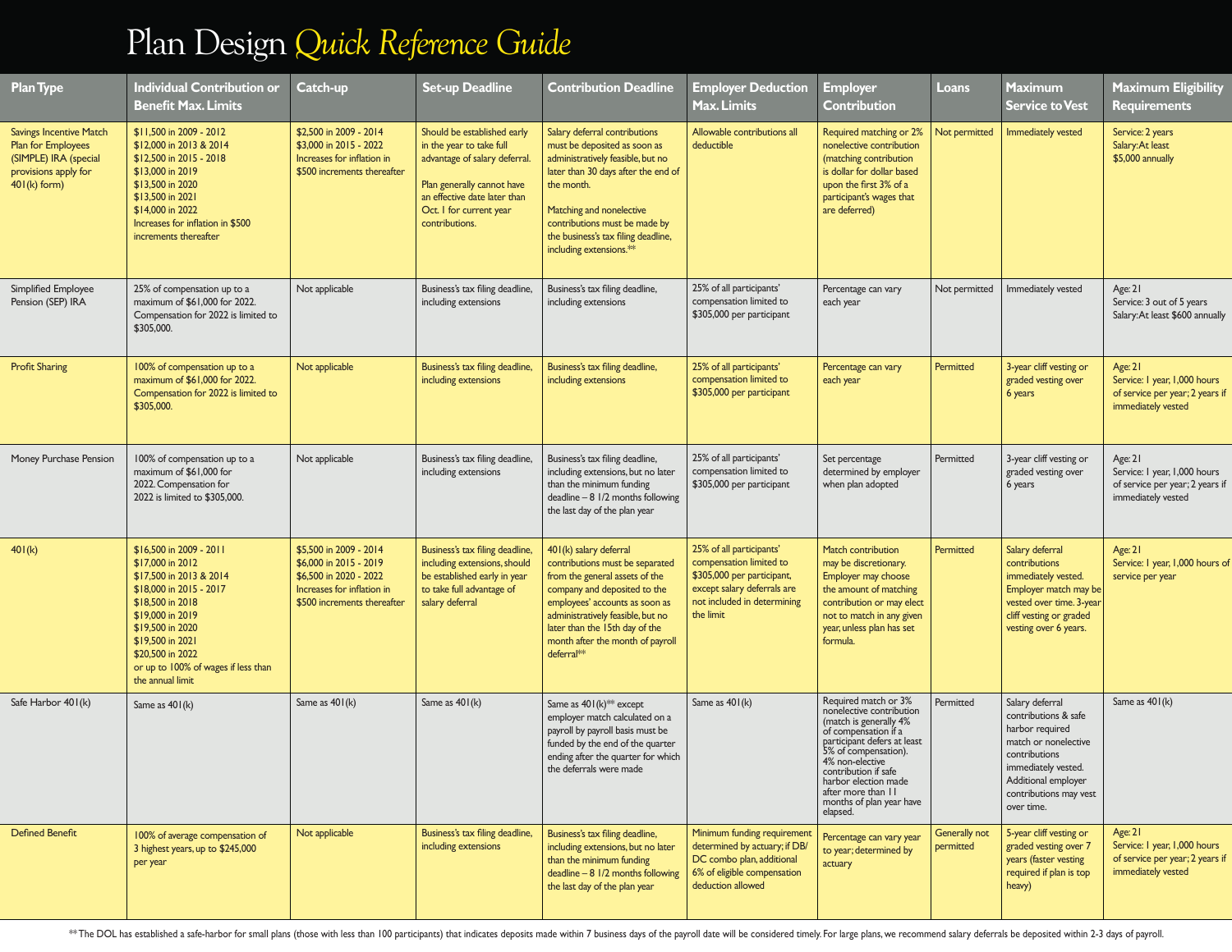# Plan Design *Quick Reference Guide*

| Plan Type | Individual Contribution or Benefit Max. Limits | Catch-up | Set-up Deadline | Contribution Deadline | Employer Deduction Max. Limits | Employer Contribution | Loans | Maximum Service to Vest | Maximum Eligibility Requirements |
|---|---|---|---|---|---|---|---|---|---|
| Savings Incentive Match Plan for Employees (SIMPLE) IRA (special provisions apply for 401(k) form) | \$11,500 in 2009 - 2012<br>\$12,000 in 2013 & 2014<br>\$12,500 in 2015 - 2018<br>\$13,000 in 2019<br>\$13,500 in 2020<br>\$13,500 in 2021<br>\$14,000 in 2022<br>Increases for inflation in \$500 increments thereafter | \$2,500 in 2009 - 2014<br>\$3,000 in 2015 - 2022<br>Increases for inflation in \$500 increments thereafter | Should be established early in the year to take full advantage of salary deferral.<br><br>Plan generally cannot have an effective date later than Oct. 1 for current year contributions. | Salary deferral contributions must be deposited as soon as administratively feasible, but no later than 30 days after the end of the month.<br><br>Matching and nonelective contributions must be made by the business's tax filing deadline, including extensions.** | Allowable contributions all deductible | Required matching or 2% nonelective contribution (matching contribution is dollar for dollar based upon the first 3% of a participant's wages that are deferred) | Not permitted | Immediately vested | Service: 2 years<br>Salary: At least \$5,000 annually |
| Simplified Employee Pension (SEP) IRA | 25% of compensation up to a maximum of \$61,000 for 2022. Compensation for 2022 is limited to \$305,000. | Not applicable | Business's tax filing deadline, including extensions | Business's tax filing deadline, including extensions | 25% of all participants' compensation limited to \$305,000 per participant | Percentage can vary each year | Not permitted | Immediately vested | Age: 21<br>Service: 3 out of 5 years<br>Salary: At least \$600 annually |
| Profit Sharing | 100% of compensation up to a maximum of \$61,000 for 2022. Compensation for 2022 is limited to \$305,000. | Not applicable | Business's tax filing deadline, including extensions | Business's tax filing deadline, including extensions | 25% of all participants' compensation limited to \$305,000 per participant | Percentage can vary each year | Permitted | 3-year cliff vesting or graded vesting over 6 years | Age: 21<br>Service: 1 year, 1,000 hours of service per year; 2 years if immediately vested |
| Money Purchase Pension | 100% of compensation up to a maximum of \$61,000 for 2022. Compensation for 2022 is limited to \$305,000. | Not applicable | Business's tax filing deadline, including extensions | Business's tax filing deadline, including extensions, but no later than the minimum funding deadline – 8 1/2 months following the last day of the plan year | 25% of all participants' compensation limited to \$305,000 per participant | Set percentage determined by employer when plan adopted | Permitted | 3-year cliff vesting or graded vesting over 6 years | Age: 21<br>Service: 1 year, 1,000 hours of service per year; 2 years if immediately vested |
| 401(k) | \$16,500 in 2009 - 2011<br>\$17,000 in 2012<br>\$17,500 in 2013 & 2014<br>\$18,000 in 2015 - 2017<br>\$18,500 in 2018<br>\$19,000 in 2019<br>\$19,500 in 2020<br>\$19,500 in 2021<br>\$20,500 in 2022<br>or up to 100% of wages if less than the annual limit | \$5,500 in 2009 - 2014<br>\$6,000 in 2015 - 2019<br>\$6,500 in 2020 - 2022<br>Increases for inflation in \$500 increments thereafter | Business's tax filing deadline, including extensions, should be established early in year to take full advantage of salary deferral | 401(k) salary deferral contributions must be separated from the general assets of the company and deposited to the employees' accounts as soon as administratively feasible, but no later than the 15th day of the month after the month of payroll deferral** | 25% of all participants' compensation limited to \$305,000 per participant, except salary deferrals are not included in determining the limit | Match contribution may be discretionary. Employer may choose the amount of matching contribution or may elect not to match in any given year, unless plan has set formula. | Permitted | Salary deferral contributions immediately vested. Employer match may be vested over time. 3-year cliff vesting or graded vesting over 6 years. | Age: 21<br>Service: 1 year, 1,000 hours of service per year |
| Safe Harbor 401(k) | Same as 401(k) | Same as 401(k) | Same as 401(k) | Same as 401(k)** except employer match calculated on a payroll by payroll basis must be funded by the end of the quarter ending after the quarter for which the deferrals were made | Same as 401(k) | Required match or 3% nonelective contribution (match is generally 4% of compensation if a participant defers at least 5% of compensation). 4% non-elective contribution if safe harbor election made after more than 11 months of plan year have elapsed. | Permitted | Salary deferral contributions & safe harbor required match or nonelective contributions immediately vested. Additional employer contributions may vest over time. | Same as 401(k) |
| Defined Benefit | 100% of average compensation of 3 highest years, up to \$245,000 per year | Not applicable | Business's tax filing deadline, including extensions | Business's tax filing deadline, including extensions, but no later than the minimum funding deadline – 8 1/2 months following the last day of the plan year | Minimum funding requirement determined by actuary; if DB/DC combo plan, additional 6% of eligible compensation deduction allowed | Percentage can vary year to year; determined by actuary | Generally not permitted | 5-year cliff vesting or graded vesting over 7 years (faster vesting required if plan is top heavy) | Age: 21<br>Service: 1 year, 1,000 hours of service per year; 2 years if immediately vested |

** The DOL has established a safe-harbor for small plans (those with less than 100 participants) that indicates deposits made within 7 business days of the payroll date will be considered timely. For large plans, we recommend salary deferrals be deposited within 2-3 days of payroll.